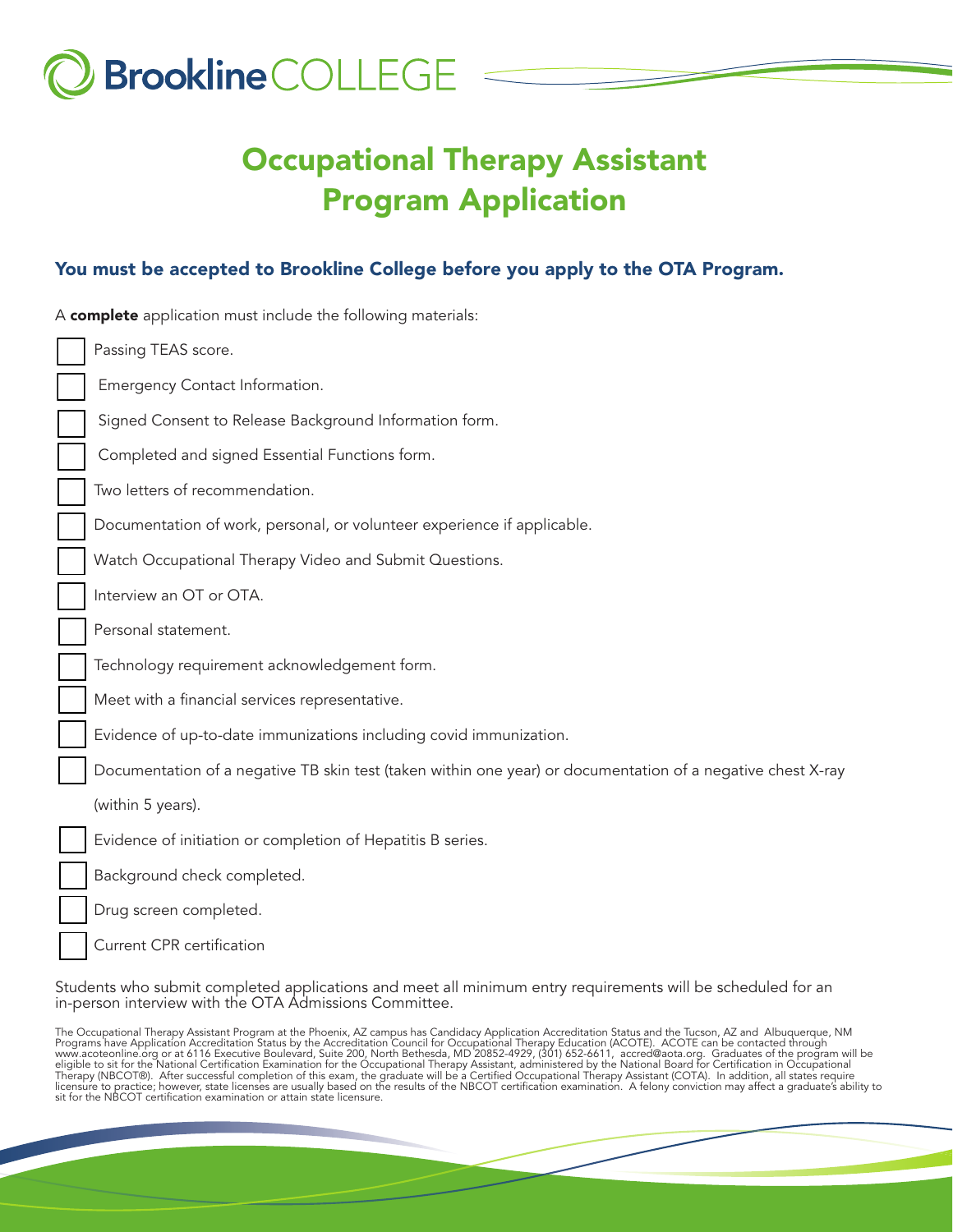Brookline COLLEGE

# Occupational Therapy Assistant Program Application

## You must be accepted to Brookline College before you apply to the OTA Program.

A **complete** application must include the following materials:

- [ ] Passing TEAS score.
- [ ] Emergency Contact Information.
- [ ] Signed Consent to Release Background Information form.
- [ ] Completed and signed Essential Functions form.
- [ ] Two letters of recommendation.
- [ ] Documentation of work, personal, or volunteer experience if applicable.
- [ ] Watch Occupational Therapy Video and Submit Questions.
- [ ] Interview an OT or OTA.
- [ ] Personal statement.
- [ ] Technology requirement acknowledgement form.
- [ ] Meet with a financial services representative.
- [ ] Evidence of up-to-date immunizations including covid immunization.
- [ ] Documentation of a negative TB skin test (taken within one year) or documentation of a negative chest X-ray (within 5 years).
- [ ] Evidence of initiation or completion of Hepatitis B series.
- [ ] Background check completed.
- [ ] Drug screen completed.
- [ ] Current CPR certification

Students who submit completed applications and meet all minimum entry requirements will be scheduled for an in-person interview with the OTA Admissions Committee.

The Occupational Therapy Assistant Program at the Phoenix, AZ campus has Candidacy Application Accreditation Status and the Tucson, AZ and Albuquerque, NM Programs have Application Accreditation Status by the Accreditation Council for Occupational Therapy Education (ACOTE). ACOTE can be contacted through www.acoteonline.org or at 6116 Executive Boulevard, Suite 200, North Bethesda, MD 20852-4929, (301) 652-6611, accred@aota.org. Graduates of the program will be eligible to sit for the National Certification Examination for the Occupational Therapy Assistant, administered by the National Board for Certification in Occupational Therapy (NBCOT®). After successful completion of this exam, the graduate will be a Certified Occupational Therapy Assistant (COTA). In addition, all states require licensure to practice; however, state licenses are usually based on the results of the NBCOT certification examination. A felony conviction may affect a graduate's ability to sit for the NBCOT certification examination or attain state licensure.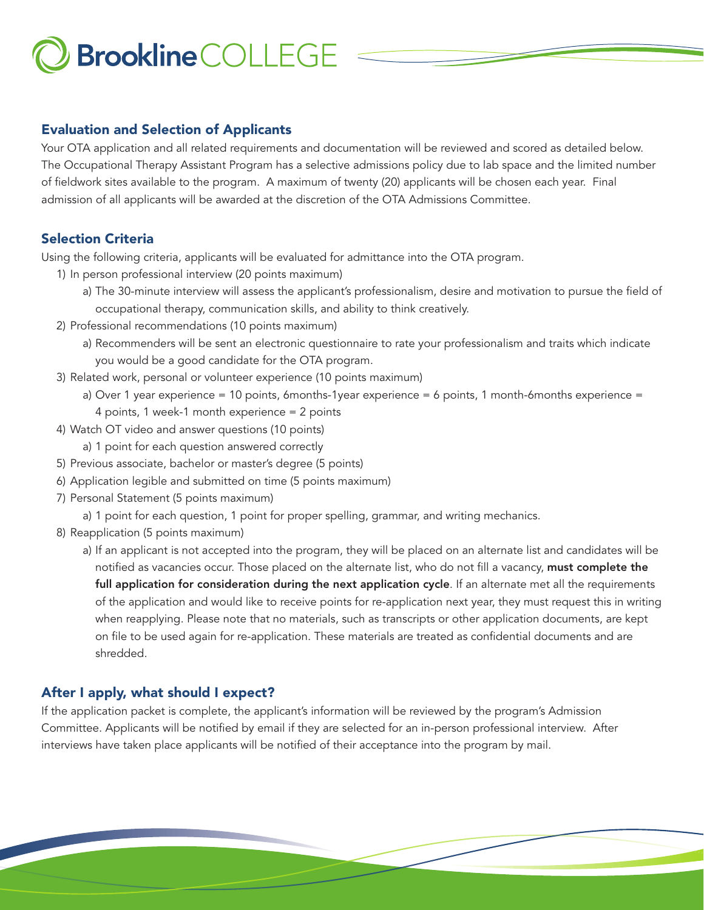## Evaluation and Selection of Applicants

Your OTA application and all related requirements and documentation will be reviewed and scored as detailed below. The Occupational Therapy Assistant Program has a selective admissions policy due to lab space and the limited number of fieldwork sites available to the program. A maximum of twenty (20) applicants will be chosen each year. Final admission of all applicants will be awarded at the discretion of the OTA Admissions Committee.

## Selection Criteria

Using the following criteria, applicants will be evaluated for admittance into the OTA program.

1) In person professional interview (20 points maximum)
   a) The 30-minute interview will assess the applicant's professionalism, desire and motivation to pursue the field of occupational therapy, communication skills, and ability to think creatively.
2) Professional recommendations (10 points maximum)
   a) Recommenders will be sent an electronic questionnaire to rate your professionalism and traits which indicate you would be a good candidate for the OTA program.
3) Related work, personal or volunteer experience (10 points maximum)
   a) Over 1 year experience = 10 points, 6months-1year experience = 6 points, 1 month-6months experience = 4 points, 1 week-1 month experience = 2 points
4) Watch OT video and answer questions (10 points)
   a) 1 point for each question answered correctly
5) Previous associate, bachelor or master's degree (5 points)
6) Application legible and submitted on time (5 points maximum)
7) Personal Statement (5 points maximum)
   a) 1 point for each question, 1 point for proper spelling, grammar, and writing mechanics.
8) Reapplication (5 points maximum)
   a) If an applicant is not accepted into the program, they will be placed on an alternate list and candidates will be notified as vacancies occur. Those placed on the alternate list, who do not fill a vacancy, **must complete the full application for consideration during the next application cycle**. If an alternate met all the requirements of the application and would like to receive points for re-application next year, they must request this in writing when reapplying. Please note that no materials, such as transcripts or other application documents, are kept on file to be used again for re-application. These materials are treated as confidential documents and are shredded.

## After I apply, what should I expect?

If the application packet is complete, the applicant's information will be reviewed by the program's Admission Committee. Applicants will be notified by email if they are selected for an in-person professional interview. After interviews have taken place applicants will be notified of their acceptance into the program by mail.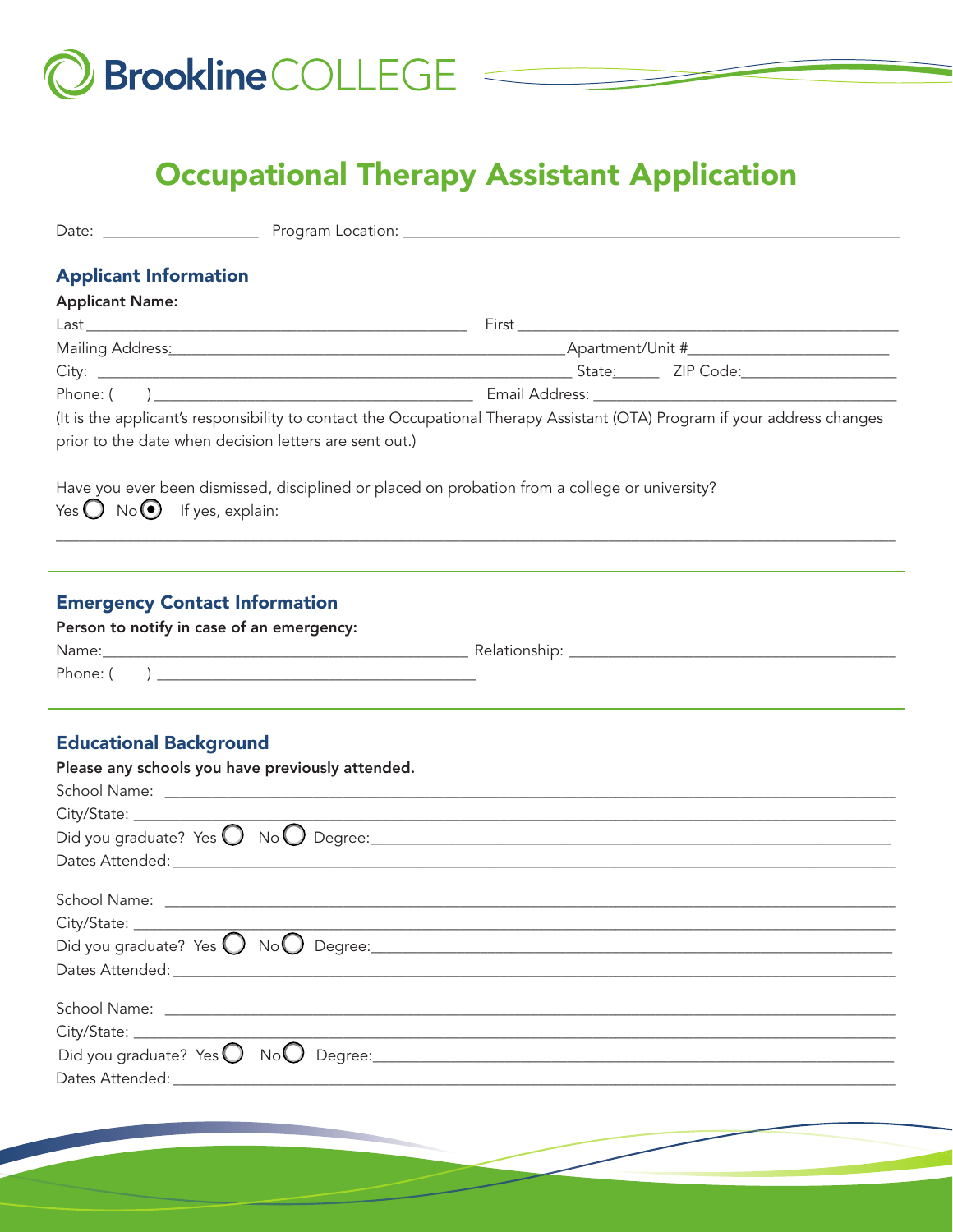Brookline COLLEGE

# Occupational Therapy Assistant Application

Date: ___________________ Program Location: ___________________________________________________________

## Applicant Information

**Applicant Name:**

Last _______________________________________________ First _______________________________________________

Mailing Address: ________________________________________________ Apartment/Unit # ________________________

City: _______________________________________________________ State: ______ ZIP Code: ___________________

Phone: ( ) ________________________________________ Email Address: ____________________________________

(It is the applicant's responsibility to contact the Occupational Therapy Assistant (OTA) Program if your address changes prior to the date when decision letters are sent out.)

Have you ever been dismissed, disciplined or placed on probation from a college or university?

Yes ○ No ◉ If yes, explain:

_____________________________________________________________________________________________________

## Emergency Contact Information

**Person to notify in case of an emergency:**

Name: ____________________________________________ Relationship: ________________________________________

Phone: ( ) ________________________________________

## Educational Background

**Please any schools you have previously attended.**

School Name: ________________________________________________________________________________________

City/State: __________________________________________________________________________________________

Did you graduate? Yes ○ No ○ Degree: ______________________________________________________________

Dates Attended: ______________________________________________________________________________________

School Name: ________________________________________________________________________________________

City/State: __________________________________________________________________________________________

Did you graduate? Yes ○ No ○ Degree: ______________________________________________________________

Dates Attended: ______________________________________________________________________________________

School Name: ________________________________________________________________________________________

City/State: __________________________________________________________________________________________

Did you graduate? Yes ○ No ○ Degree: ______________________________________________________________

Dates Attended: ______________________________________________________________________________________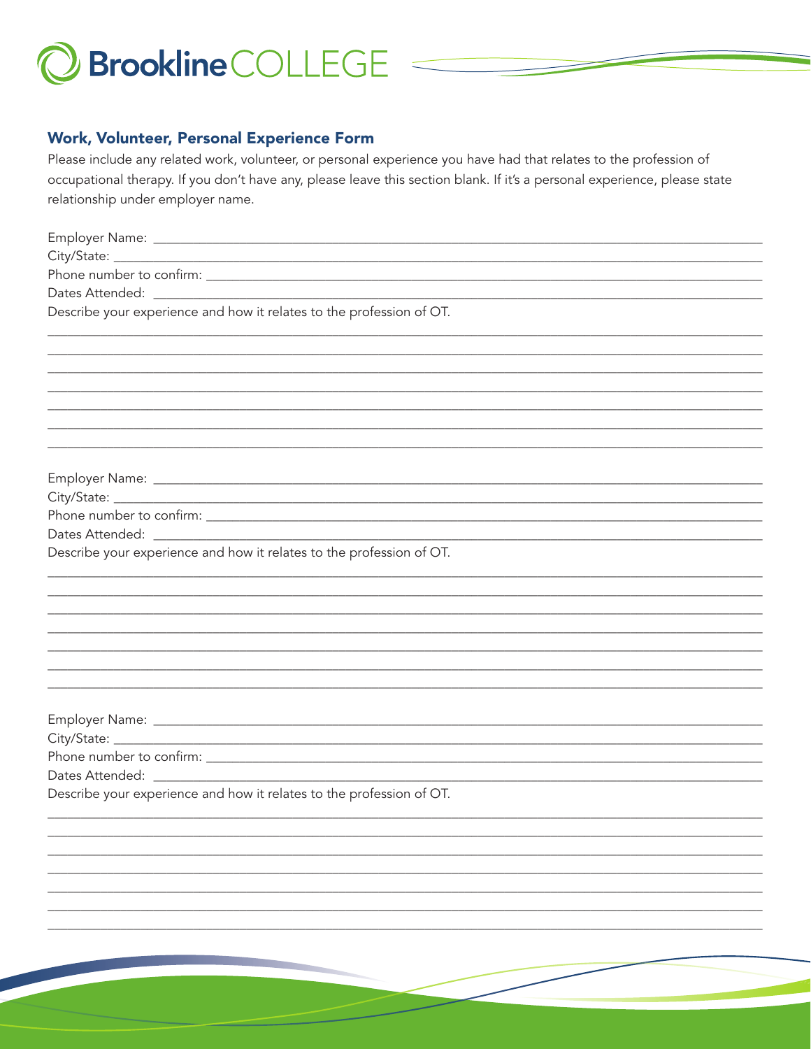Brookline COLLEGE

## Work, Volunteer, Personal Experience Form

Please include any related work, volunteer, or personal experience you have had that relates to the profession of occupational therapy. If you don't have any, please leave this section blank. If it's a personal experience, please state relationship under employer name.

Employer Name: ______________________________________________________________________________

City/State: __________________________________________________________________________________

Phone number to confirm: ______________________________________________________________________

Dates Attended: ______________________________________________________________________________

Describe your experience and how it relates to the profession of OT.

______________________________________________________________________________________________

______________________________________________________________________________________________

______________________________________________________________________________________________

______________________________________________________________________________________________

______________________________________________________________________________________________

______________________________________________________________________________________________

______________________________________________________________________________________________

Employer Name: ______________________________________________________________________________

City/State: __________________________________________________________________________________

Phone number to confirm: ______________________________________________________________________

Dates Attended: ______________________________________________________________________________

Describe your experience and how it relates to the profession of OT.

______________________________________________________________________________________________

______________________________________________________________________________________________

______________________________________________________________________________________________

______________________________________________________________________________________________

______________________________________________________________________________________________

______________________________________________________________________________________________

______________________________________________________________________________________________

Employer Name: ______________________________________________________________________________

City/State: __________________________________________________________________________________

Phone number to confirm: ______________________________________________________________________

Dates Attended: ______________________________________________________________________________

Describe your experience and how it relates to the profession of OT.

______________________________________________________________________________________________

______________________________________________________________________________________________

______________________________________________________________________________________________

______________________________________________________________________________________________

______________________________________________________________________________________________

______________________________________________________________________________________________

______________________________________________________________________________________________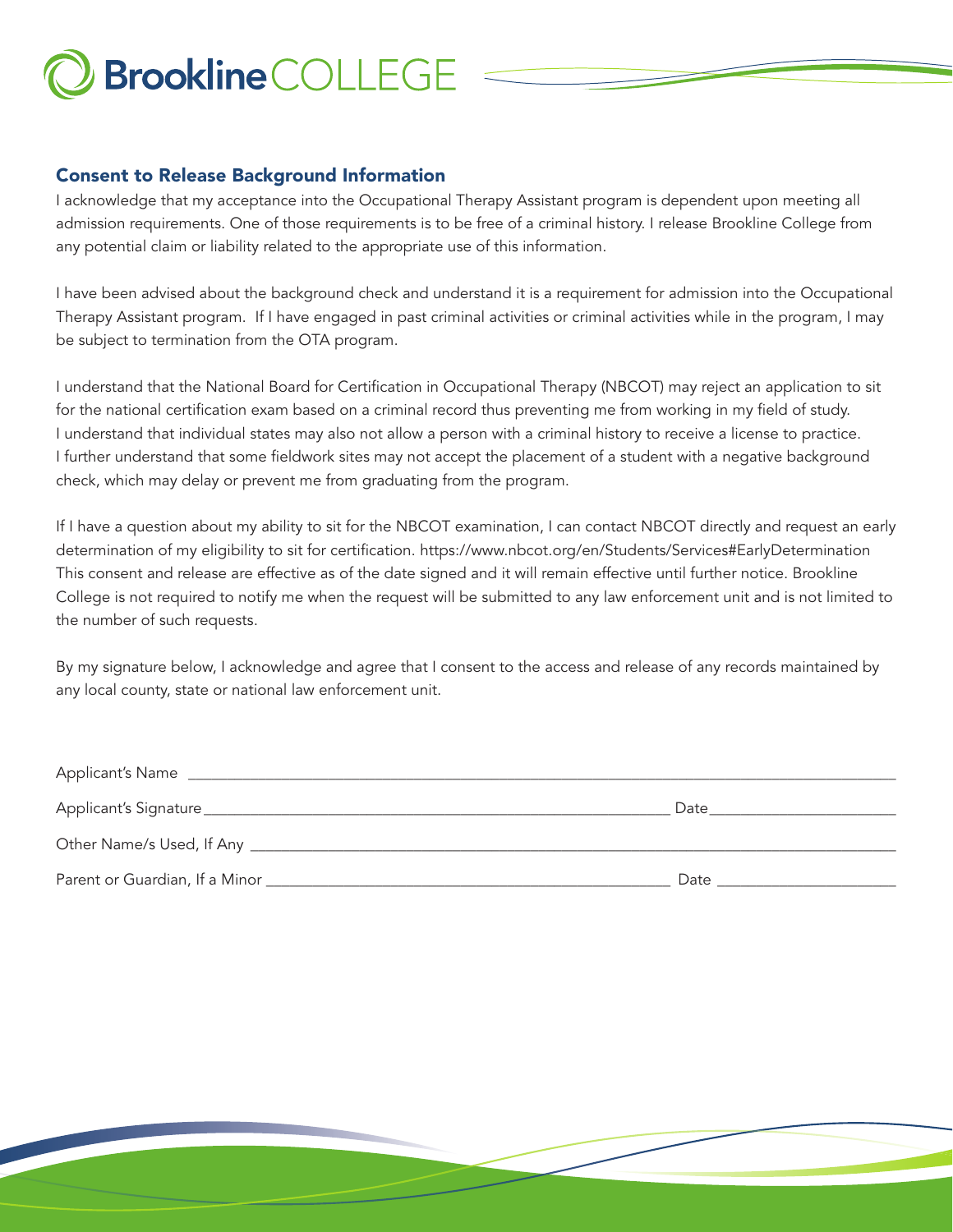## Consent to Release Background Information

I acknowledge that my acceptance into the Occupational Therapy Assistant program is dependent upon meeting all admission requirements. One of those requirements is to be free of a criminal history. I release Brookline College from any potential claim or liability related to the appropriate use of this information.

I have been advised about the background check and understand it is a requirement for admission into the Occupational Therapy Assistant program. If I have engaged in past criminal activities or criminal activities while in the program, I may be subject to termination from the OTA program.

I understand that the National Board for Certification in Occupational Therapy (NBCOT) may reject an application to sit for the national certification exam based on a criminal record thus preventing me from working in my field of study. I understand that individual states may also not allow a person with a criminal history to receive a license to practice. I further understand that some fieldwork sites may not accept the placement of a student with a negative background check, which may delay or prevent me from graduating from the program.

If I have a question about my ability to sit for the NBCOT examination, I can contact NBCOT directly and request an early determination of my eligibility to sit for certification. https://www.nbcot.org/en/Students/Services#EarlyDetermination This consent and release are effective as of the date signed and it will remain effective until further notice. Brookline College is not required to notify me when the request will be submitted to any law enforcement unit and is not limited to the number of such requests.

By my signature below, I acknowledge and agree that I consent to the access and release of any records maintained by any local county, state or national law enforcement unit.

Applicant's Name ____________________________________________

Applicant's Signature ______________________________ Date ______________

Other Name/s Used, If Any ____________________________________________

Parent or Guardian, If a Minor ______________________________ Date ______________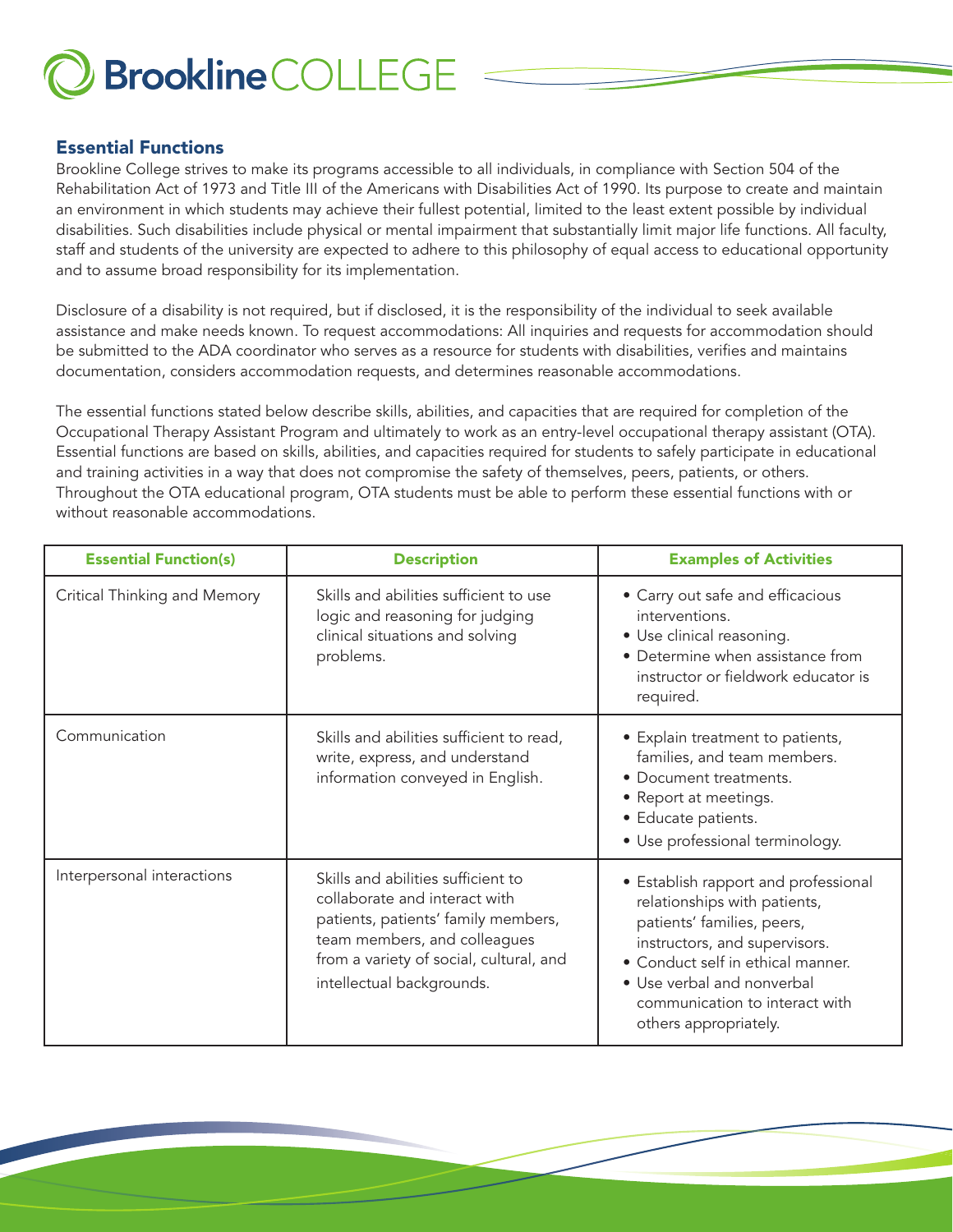## Essential Functions

Brookline College strives to make its programs accessible to all individuals, in compliance with Section 504 of the Rehabilitation Act of 1973 and Title III of the Americans with Disabilities Act of 1990. Its purpose to create and maintain an environment in which students may achieve their fullest potential, limited to the least extent possible by individual disabilities. Such disabilities include physical or mental impairment that substantially limit major life functions. All faculty, staff and students of the university are expected to adhere to this philosophy of equal access to educational opportunity and to assume broad responsibility for its implementation.

Disclosure of a disability is not required, but if disclosed, it is the responsibility of the individual to seek available assistance and make needs known. To request accommodations: All inquiries and requests for accommodation should be submitted to the ADA coordinator who serves as a resource for students with disabilities, verifies and maintains documentation, considers accommodation requests, and determines reasonable accommodations.

The essential functions stated below describe skills, abilities, and capacities that are required for completion of the Occupational Therapy Assistant Program and ultimately to work as an entry-level occupational therapy assistant (OTA). Essential functions are based on skills, abilities, and capacities required for students to safely participate in educational and training activities in a way that does not compromise the safety of themselves, peers, patients, or others. Throughout the OTA educational program, OTA students must be able to perform these essential functions with or without reasonable accommodations.

| Essential Function(s) | Description | Examples of Activities |
|---|---|---|
| Critical Thinking and Memory | Skills and abilities sufficient to use logic and reasoning for judging clinical situations and solving problems. | • Carry out safe and efficacious interventions.<br>• Use clinical reasoning.<br>• Determine when assistance from instructor or fieldwork educator is required. |
| Communication | Skills and abilities sufficient to read, write, express, and understand information conveyed in English. | • Explain treatment to patients, families, and team members.<br>• Document treatments.<br>• Report at meetings.<br>• Educate patients.<br>• Use professional terminology. |
| Interpersonal interactions | Skills and abilities sufficient to collaborate and interact with patients, patients' family members, team members, and colleagues from a variety of social, cultural, and intellectual backgrounds. | • Establish rapport and professional relationships with patients, patients' families, peers, instructors, and supervisors.<br>• Conduct self in ethical manner.<br>• Use verbal and nonverbal communication to interact with others appropriately. |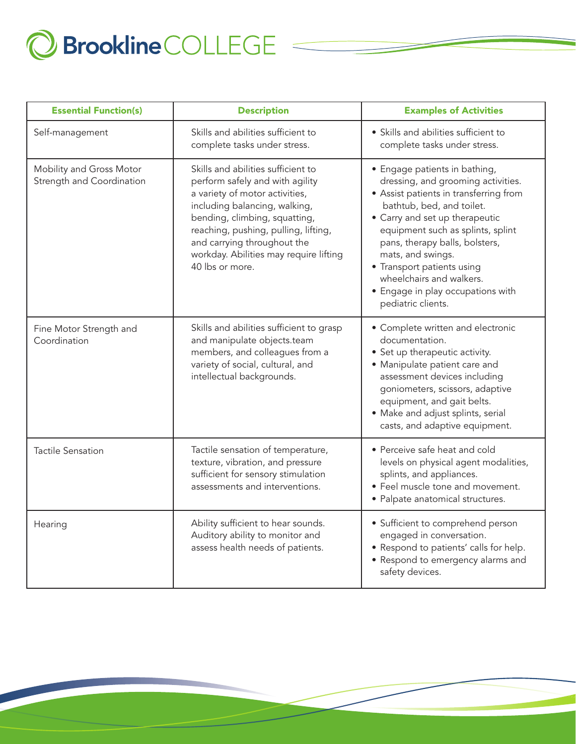| Essential Function(s) | Description | Examples of Activities |
| --- | --- | --- |
| Self-management | Skills and abilities sufficient to complete tasks under stress. | • Skills and abilities sufficient to complete tasks under stress. |
| Mobility and Gross Motor Strength and Coordination | Skills and abilities sufficient to perform safely and with agility a variety of motor activities, including balancing, walking, bending, climbing, squatting, reaching, pushing, pulling, lifting, and carrying throughout the workday. Abilities may require lifting 40 lbs or more. | • Engage patients in bathing, dressing, and grooming activities.<br>• Assist patients in transferring from bathtub, bed, and toilet.<br>• Carry and set up therapeutic equipment such as splints, splint pans, therapy balls, bolsters, mats, and swings.<br>• Transport patients using wheelchairs and walkers.<br>• Engage in play occupations with pediatric clients. |
| Fine Motor Strength and Coordination | Skills and abilities sufficient to grasp and manipulate objects.team members, and colleagues from a variety of social, cultural, and intellectual backgrounds. | • Complete written and electronic documentation.<br>• Set up therapeutic activity.<br>• Manipulate patient care and assessment devices including goniometers, scissors, adaptive equipment, and gait belts.<br>• Make and adjust splints, serial casts, and adaptive equipment. |
| Tactile Sensation | Tactile sensation of temperature, texture, vibration, and pressure sufficient for sensory stimulation assessments and interventions. | • Perceive safe heat and cold levels on physical agent modalities, splints, and appliances.<br>• Feel muscle tone and movement.<br>• Palpate anatomical structures. |
| Hearing | Ability sufficient to hear sounds. Auditory ability to monitor and assess health needs of patients. | • Sufficient to comprehend person engaged in conversation.<br>• Respond to patients' calls for help.<br>• Respond to emergency alarms and safety devices. |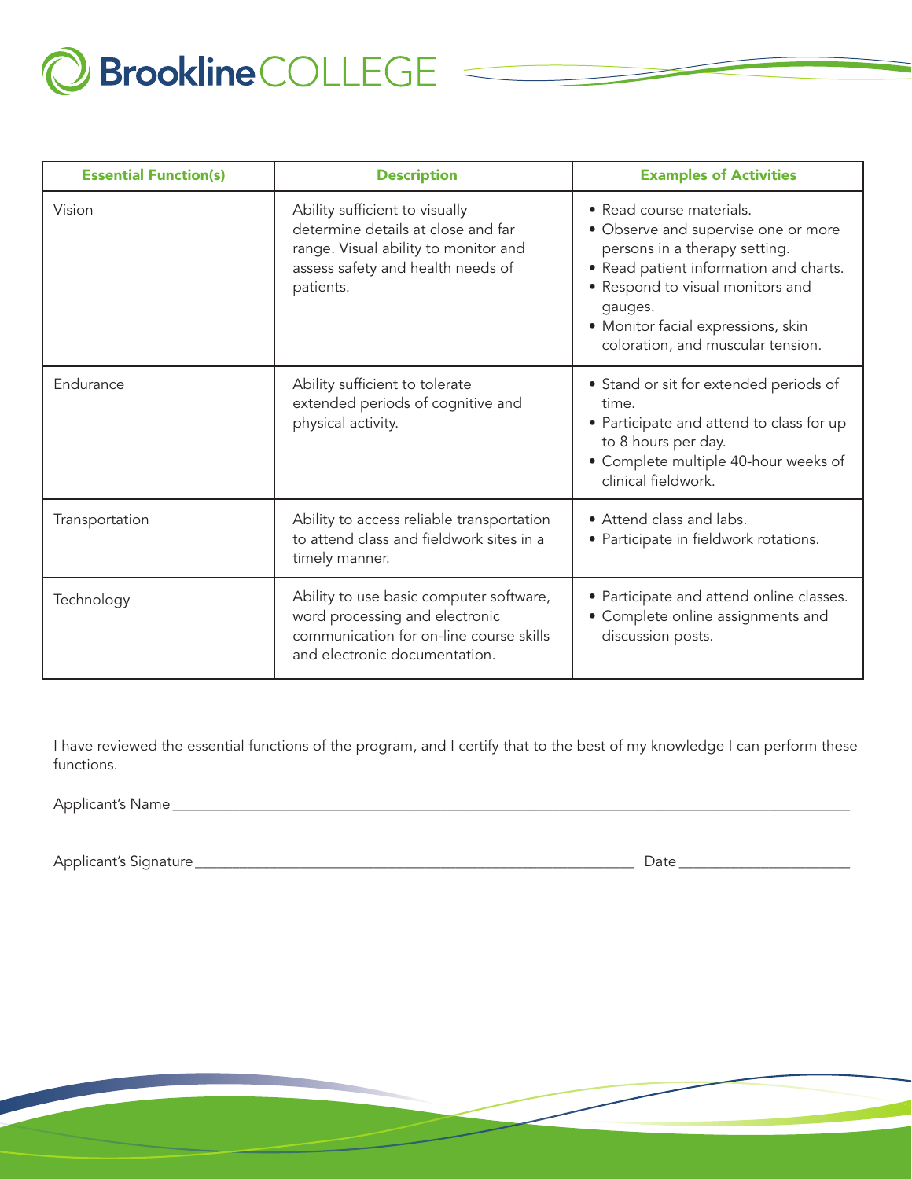| Essential Function(s) | Description | Examples of Activities |
|---|---|---|
| Vision | Ability sufficient to visually determine details at close and far range. Visual ability to monitor and assess safety and health needs of patients. | • Read course materials.<br>• Observe and supervise one or more persons in a therapy setting.<br>• Read patient information and charts.<br>• Respond to visual monitors and gauges.<br>• Monitor facial expressions, skin coloration, and muscular tension. |
| Endurance | Ability sufficient to tolerate extended periods of cognitive and physical activity. | • Stand or sit for extended periods of time.<br>• Participate and attend to class for up to 8 hours per day.<br>• Complete multiple 40-hour weeks of clinical fieldwork. |
| Transportation | Ability to access reliable transportation to attend class and fieldwork sites in a timely manner. | • Attend class and labs.<br>• Participate in fieldwork rotations. |
| Technology | Ability to use basic computer software, word processing and electronic communication for on-line course skills and electronic documentation. | • Participate and attend online classes.<br>• Complete online assignments and discussion posts. |

I have reviewed the essential functions of the program, and I certify that to the best of my knowledge I can perform these functions.

Applicant's Name ___________________________________________

Applicant's Signature _______________________________ Date _______________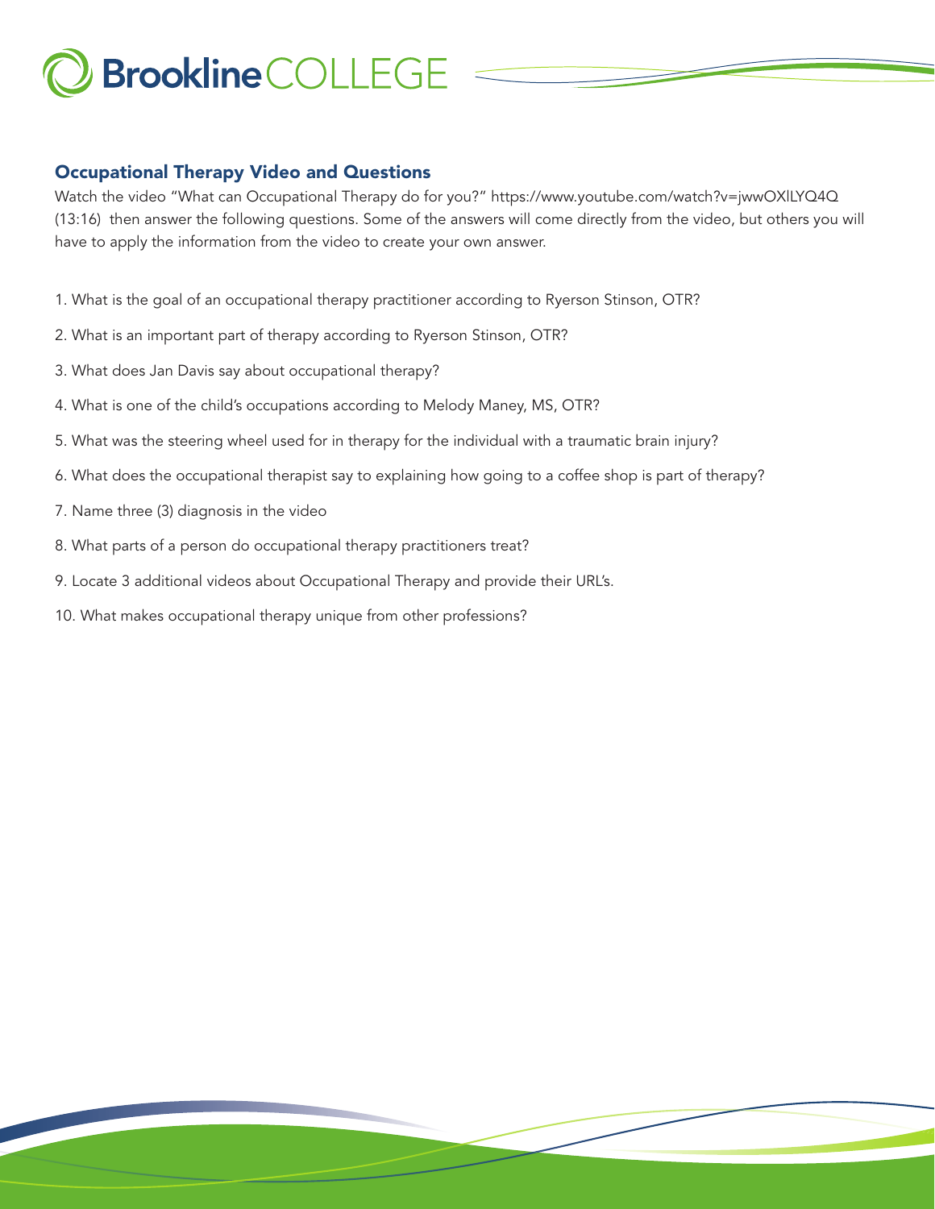## Occupational Therapy Video and Questions

Watch the video "What can Occupational Therapy do for you?" https://www.youtube.com/watch?v=jwwOXlLYQ4Q (13:16) then answer the following questions. Some of the answers will come directly from the video, but others you will have to apply the information from the video to create your own answer.

1. What is the goal of an occupational therapy practitioner according to Ryerson Stinson, OTR?
2. What is an important part of therapy according to Ryerson Stinson, OTR?
3. What does Jan Davis say about occupational therapy?
4. What is one of the child's occupations according to Melody Maney, MS, OTR?
5. What was the steering wheel used for in therapy for the individual with a traumatic brain injury?
6. What does the occupational therapist say to explaining how going to a coffee shop is part of therapy?
7. Name three (3) diagnosis in the video
8. What parts of a person do occupational therapy practitioners treat?
9. Locate 3 additional videos about Occupational Therapy and provide their URL's.
10. What makes occupational therapy unique from other professions?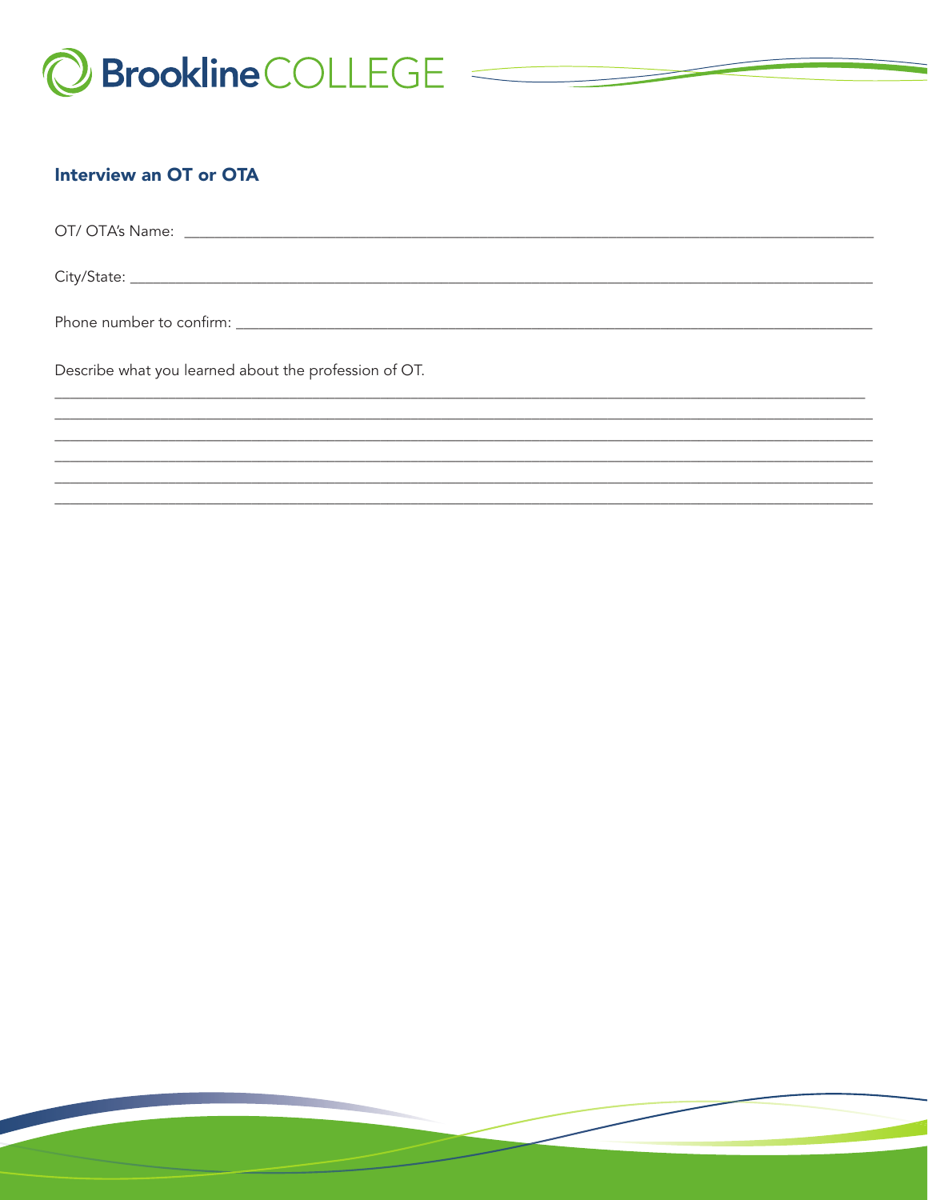## Interview an OT or OTA

OT/ OTA's Name: ______________________________________________________________________

City/State: __________________________________________________________________________

Phone number to confirm: ______________________________________________________________

Describe what you learned about the profession of OT.

______________________________________________________________________________________

______________________________________________________________________________________

______________________________________________________________________________________

______________________________________________________________________________________

______________________________________________________________________________________

______________________________________________________________________________________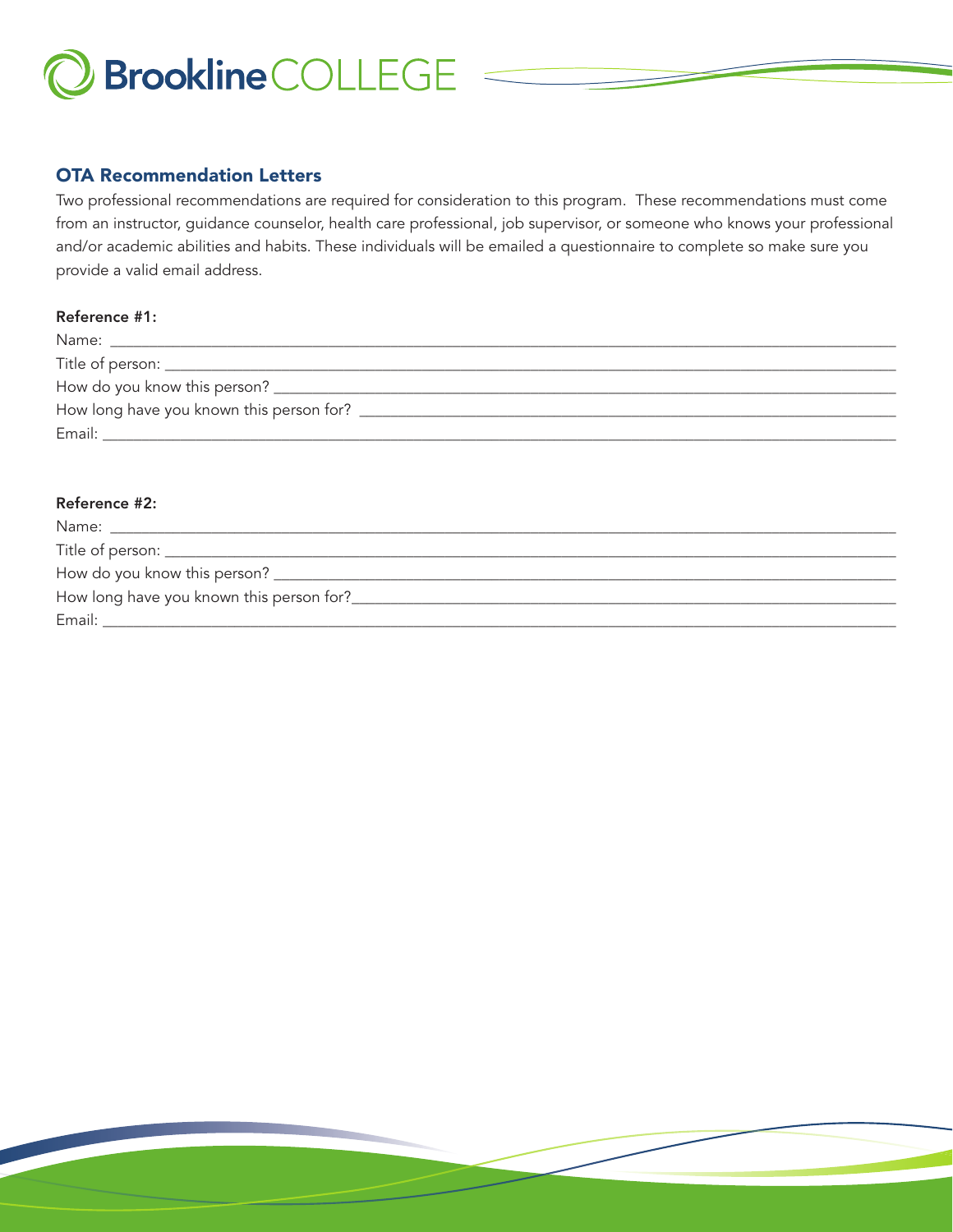## OTA Recommendation Letters

Two professional recommendations are required for consideration to this program. These recommendations must come from an instructor, guidance counselor, health care professional, job supervisor, or someone who knows your professional and/or academic abilities and habits. These individuals will be emailed a questionnaire to complete so make sure you provide a valid email address.

**Reference #1:**

Name: ____________________________________________

Title of person: ____________________________________________

How do you know this person? ____________________________________________

How long have you known this person for? ____________________________________________

Email: ____________________________________________

**Reference #2:**

Name: ____________________________________________

Title of person: ____________________________________________

How do you know this person? ____________________________________________

How long have you known this person for? ____________________________________________

Email: ____________________________________________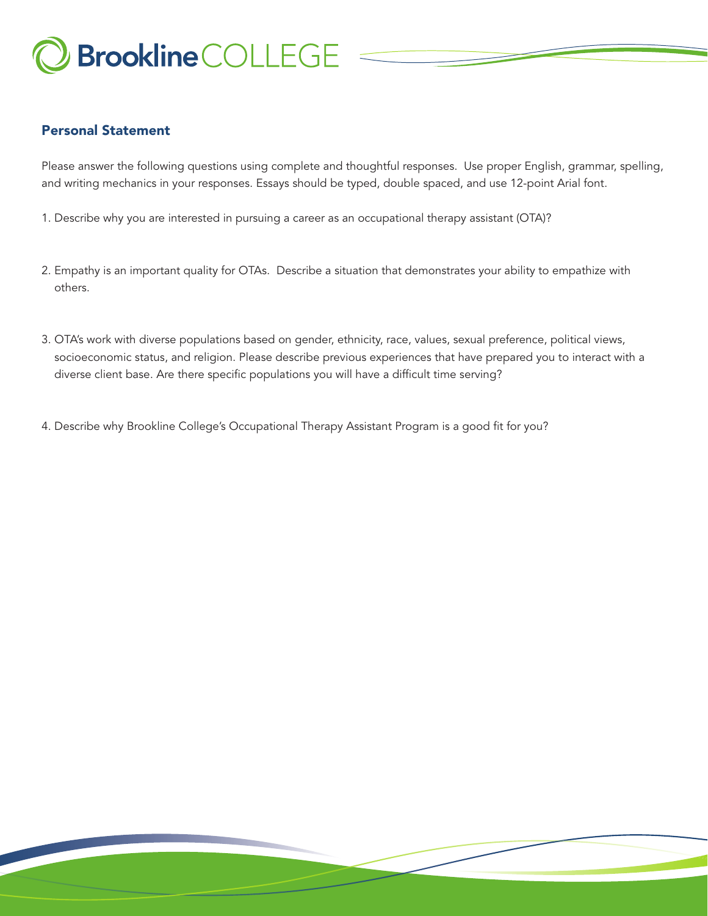## Personal Statement

Please answer the following questions using complete and thoughtful responses. Use proper English, grammar, spelling, and writing mechanics in your responses. Essays should be typed, double spaced, and use 12-point Arial font.

1. Describe why you are interested in pursuing a career as an occupational therapy assistant (OTA)?

2. Empathy is an important quality for OTAs. Describe a situation that demonstrates your ability to empathize with others.

3. OTA's work with diverse populations based on gender, ethnicity, race, values, sexual preference, political views, socioeconomic status, and religion. Please describe previous experiences that have prepared you to interact with a diverse client base. Are there specific populations you will have a difficult time serving?

4. Describe why Brookline College's Occupational Therapy Assistant Program is a good fit for you?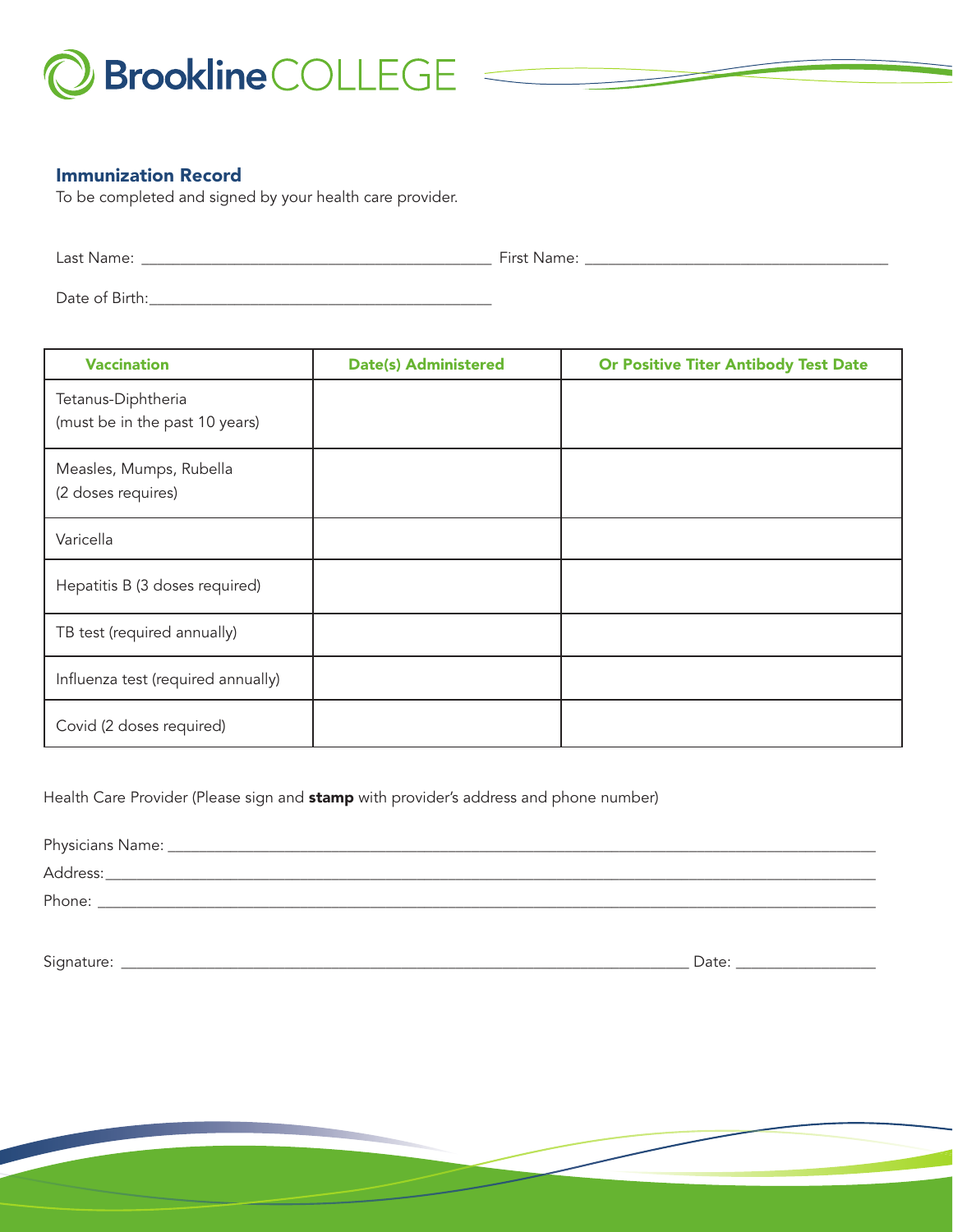Brookline COLLEGE

## Immunization Record

To be completed and signed by your health care provider.

Last Name: ____________________________________________ First Name: ______________________________________

Date of Birth:___________________________________________

| Vaccination | Date(s) Administered | Or Positive Titer Antibody Test Date |
|---|---|---|
| Tetanus-Diphtheria (must be in the past 10 years) | | |
| Measles, Mumps, Rubella (2 doses requires) | | |
| Varicella | | |
| Hepatitis B (3 doses required) | | |
| TB test (required annually) | | |
| Influenza test (required annually) | | |
| Covid (2 doses required) | | |

Health Care Provider (Please sign and **stamp** with provider's address and phone number)

Physicians Name: ________________________________________________________________________________________

Address:_______________________________________________________________________________________________

Phone: ________________________________________________________________________________________________

Signature: ___________________________________________________________________________ Date: __________________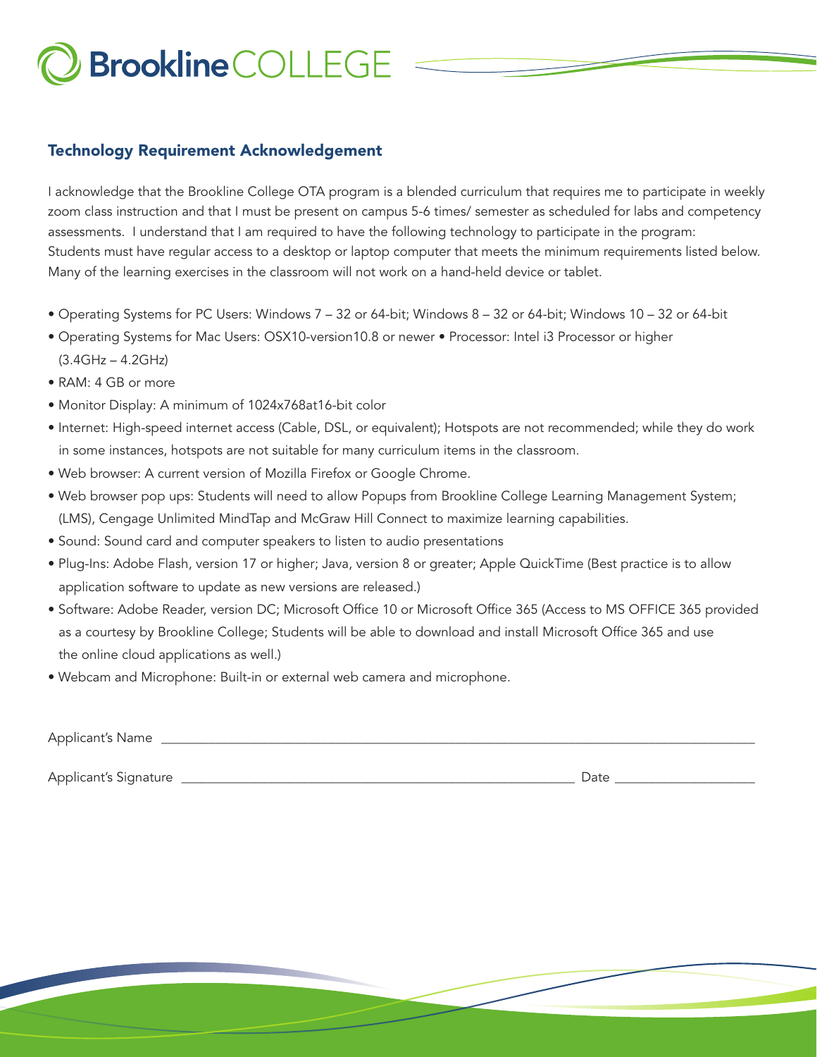Brookline COLLEGE

## Technology Requirement Acknowledgement

I acknowledge that the Brookline College OTA program is a blended curriculum that requires me to participate in weekly zoom class instruction and that I must be present on campus 5-6 times/ semester as scheduled for labs and competency assessments. I understand that I am required to have the following technology to participate in the program: Students must have regular access to a desktop or laptop computer that meets the minimum requirements listed below. Many of the learning exercises in the classroom will not work on a hand-held device or tablet.

- Operating Systems for PC Users: Windows 7 – 32 or 64-bit; Windows 8 – 32 or 64-bit; Windows 10 – 32 or 64-bit
- Operating Systems for Mac Users: OSX10-version10.8 or newer • Processor: Intel i3 Processor or higher (3.4GHz – 4.2GHz)
- RAM: 4 GB or more
- Monitor Display: A minimum of 1024x768at16-bit color
- Internet: High-speed internet access (Cable, DSL, or equivalent); Hotspots are not recommended; while they do work in some instances, hotspots are not suitable for many curriculum items in the classroom.
- Web browser: A current version of Mozilla Firefox or Google Chrome.
- Web browser pop ups: Students will need to allow Popups from Brookline College Learning Management System; (LMS), Cengage Unlimited MindTap and McGraw Hill Connect to maximize learning capabilities.
- Sound: Sound card and computer speakers to listen to audio presentations
- Plug-Ins: Adobe Flash, version 17 or higher; Java, version 8 or greater; Apple QuickTime (Best practice is to allow application software to update as new versions are released.)
- Software: Adobe Reader, version DC; Microsoft Office 10 or Microsoft Office 365 (Access to MS OFFICE 365 provided as a courtesy by Brookline College; Students will be able to download and install Microsoft Office 365 and use the online cloud applications as well.)
- Webcam and Microphone: Built-in or external web camera and microphone.

Applicant's Name ______________________________________________

Applicant's Signature ______________________________ Date ______________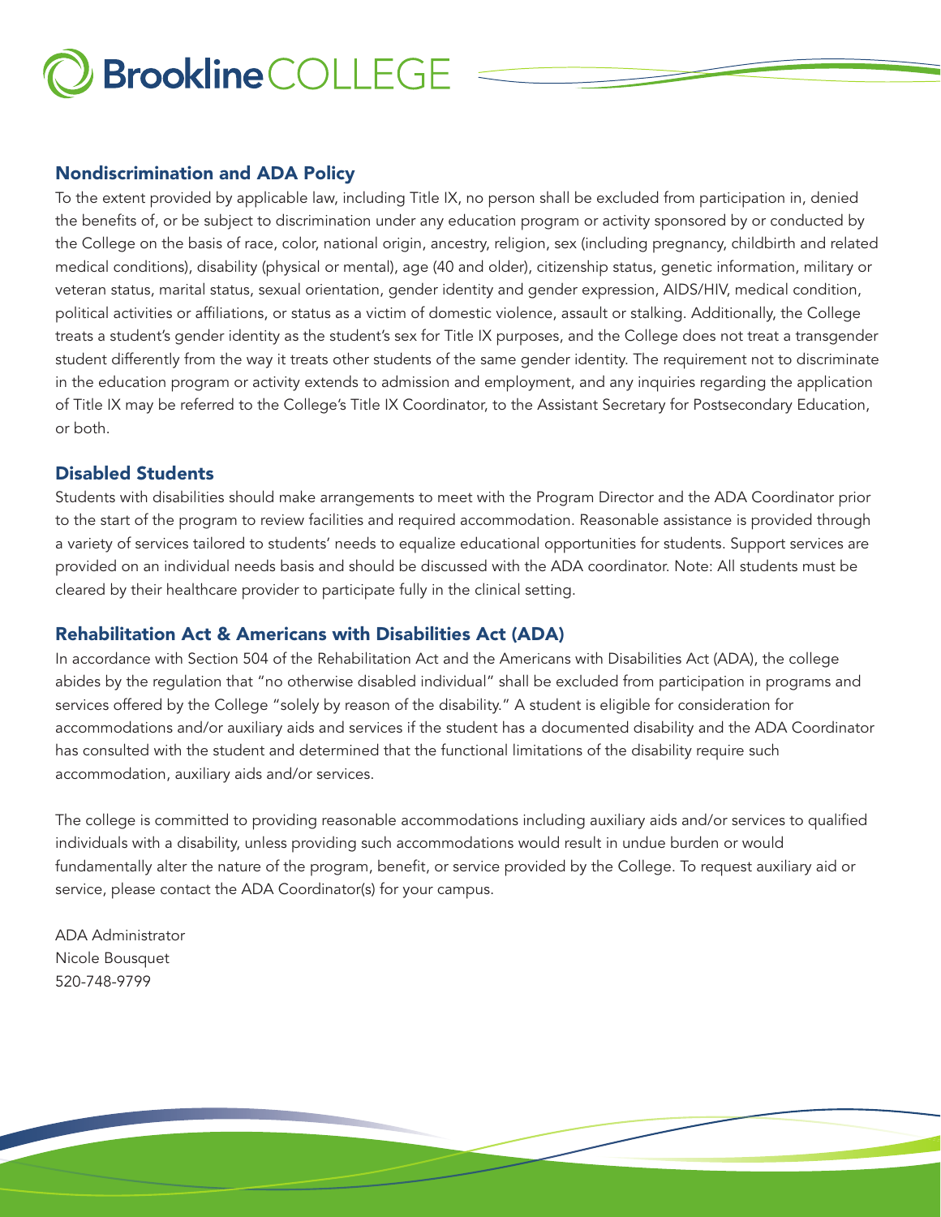## Nondiscrimination and ADA Policy

To the extent provided by applicable law, including Title IX, no person shall be excluded from participation in, denied the benefits of, or be subject to discrimination under any education program or activity sponsored by or conducted by the College on the basis of race, color, national origin, ancestry, religion, sex (including pregnancy, childbirth and related medical conditions), disability (physical or mental), age (40 and older), citizenship status, genetic information, military or veteran status, marital status, sexual orientation, gender identity and gender expression, AIDS/HIV, medical condition, political activities or affiliations, or status as a victim of domestic violence, assault or stalking. Additionally, the College treats a student's gender identity as the student's sex for Title IX purposes, and the College does not treat a transgender student differently from the way it treats other students of the same gender identity. The requirement not to discriminate in the education program or activity extends to admission and employment, and any inquiries regarding the application of Title IX may be referred to the College's Title IX Coordinator, to the Assistant Secretary for Postsecondary Education, or both.

## Disabled Students

Students with disabilities should make arrangements to meet with the Program Director and the ADA Coordinator prior to the start of the program to review facilities and required accommodation. Reasonable assistance is provided through a variety of services tailored to students' needs to equalize educational opportunities for students. Support services are provided on an individual needs basis and should be discussed with the ADA coordinator. Note: All students must be cleared by their healthcare provider to participate fully in the clinical setting.

## Rehabilitation Act & Americans with Disabilities Act (ADA)

In accordance with Section 504 of the Rehabilitation Act and the Americans with Disabilities Act (ADA), the college abides by the regulation that "no otherwise disabled individual" shall be excluded from participation in programs and services offered by the College "solely by reason of the disability." A student is eligible for consideration for accommodations and/or auxiliary aids and services if the student has a documented disability and the ADA Coordinator has consulted with the student and determined that the functional limitations of the disability require such accommodation, auxiliary aids and/or services.

The college is committed to providing reasonable accommodations including auxiliary aids and/or services to qualified individuals with a disability, unless providing such accommodations would result in undue burden or would fundamentally alter the nature of the program, benefit, or service provided by the College. To request auxiliary aid or service, please contact the ADA Coordinator(s) for your campus.

ADA Administrator
Nicole Bousquet
520-748-9799